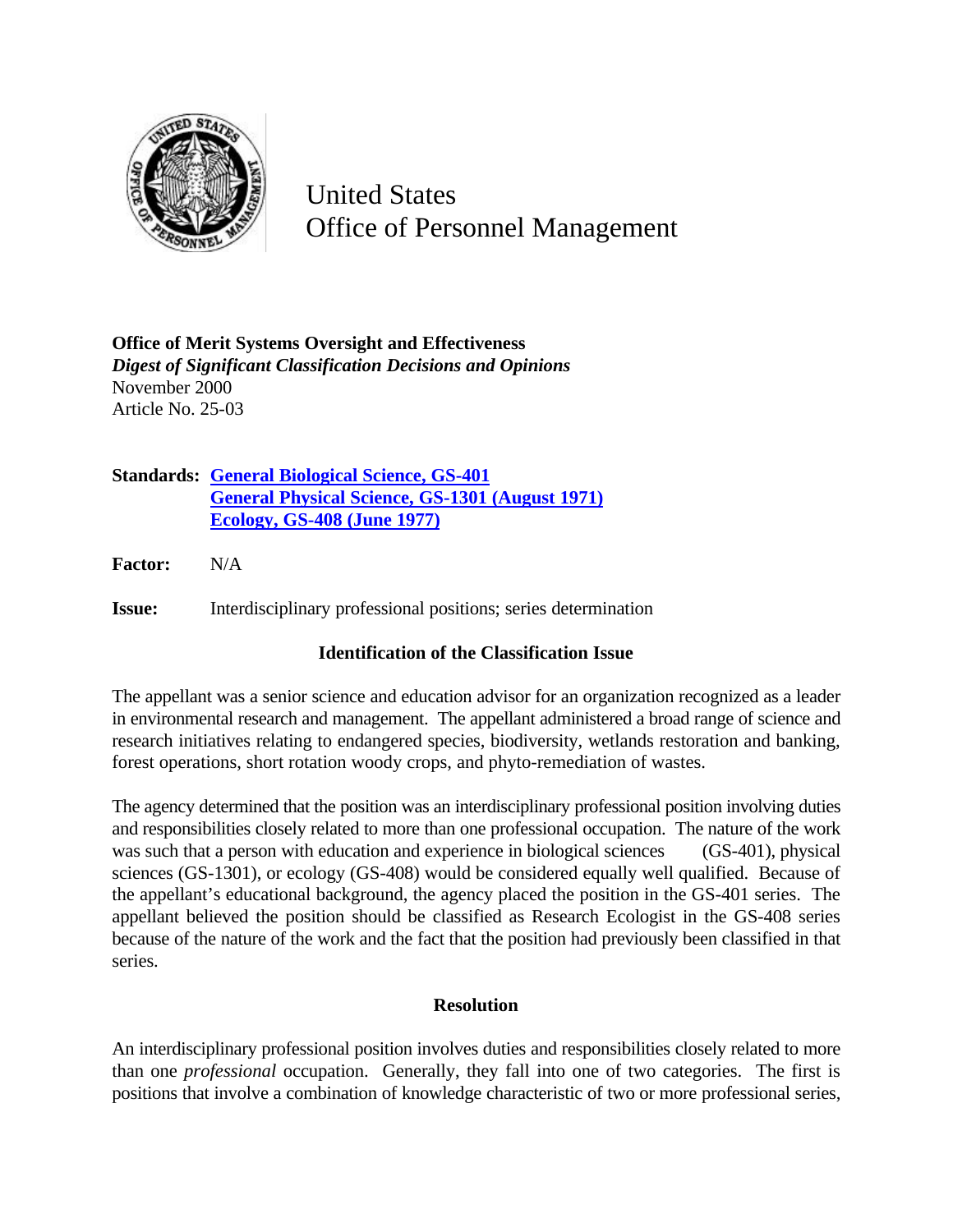United States
Office of Personnel Management

**Office of Merit Systems Oversight and Effectiveness**
***Digest of Significant Classification Decisions and Opinions***
November 2000
Article No. 25-03

**Standards:** **General Biological Science, GS-401**
**General Physical Science, GS-1301 (August 1971)**
**Ecology, GS-408 (June 1977)**

**Factor:** N/A

**Issue:** Interdisciplinary professional positions; series determination

### Identification of the Classification Issue

The appellant was a senior science and education advisor for an organization recognized as a leader in environmental research and management. The appellant administered a broad range of science and research initiatives relating to endangered species, biodiversity, wetlands restoration and banking, forest operations, short rotation woody crops, and phyto-remediation of wastes.

The agency determined that the position was an interdisciplinary professional position involving duties and responsibilities closely related to more than one professional occupation. The nature of the work was such that a person with education and experience in biological sciences (GS-401), physical sciences (GS-1301), or ecology (GS-408) would be considered equally well qualified. Because of the appellant's educational background, the agency placed the position in the GS-401 series. The appellant believed the position should be classified as Research Ecologist in the GS-408 series because of the nature of the work and the fact that the position had previously been classified in that series.

### Resolution

An interdisciplinary professional position involves duties and responsibilities closely related to more than one *professional* occupation. Generally, they fall into one of two categories. The first is positions that involve a combination of knowledge characteristic of two or more professional series,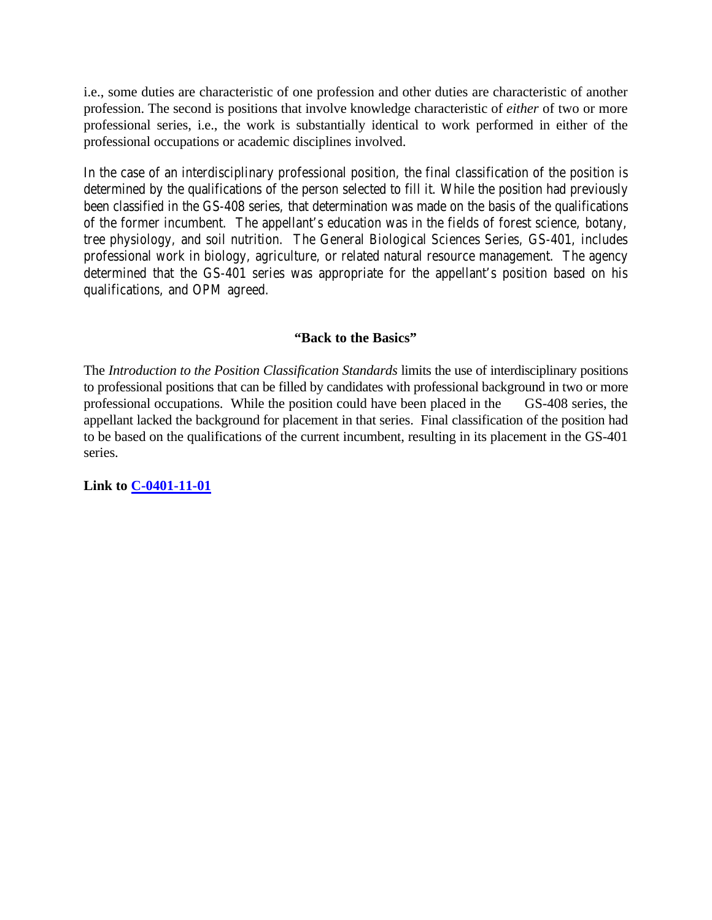i.e., some duties are characteristic of one profession and other duties are characteristic of another profession. The second is positions that involve knowledge characteristic of *either* of two or more professional series, i.e., the work is substantially identical to work performed in either of the professional occupations or academic disciplines involved.

In the case of an interdisciplinary professional position, the final classification of the position is determined by the qualifications of the person selected to fill it. While the position had previously been classified in the GS-408 series, that determination was made on the basis of the qualifications of the former incumbent. The appellant's education was in the fields of forest science, botany, tree physiology, and soil nutrition. The General Biological Sciences Series, GS-401, includes professional work in biology, agriculture, or related natural resource management. The agency determined that the GS-401 series was appropriate for the appellant's position based on his qualifications, and OPM agreed.

**"Back to the Basics"**

The *Introduction to the Position Classification Standards* limits the use of interdisciplinary positions to professional positions that can be filled by candidates with professional background in two or more professional occupations. While the position could have been placed in the GS-408 series, the appellant lacked the background for placement in that series. Final classification of the position had to be based on the qualifications of the current incumbent, resulting in its placement in the GS-401 series.

**Link to C-0401-11-01**